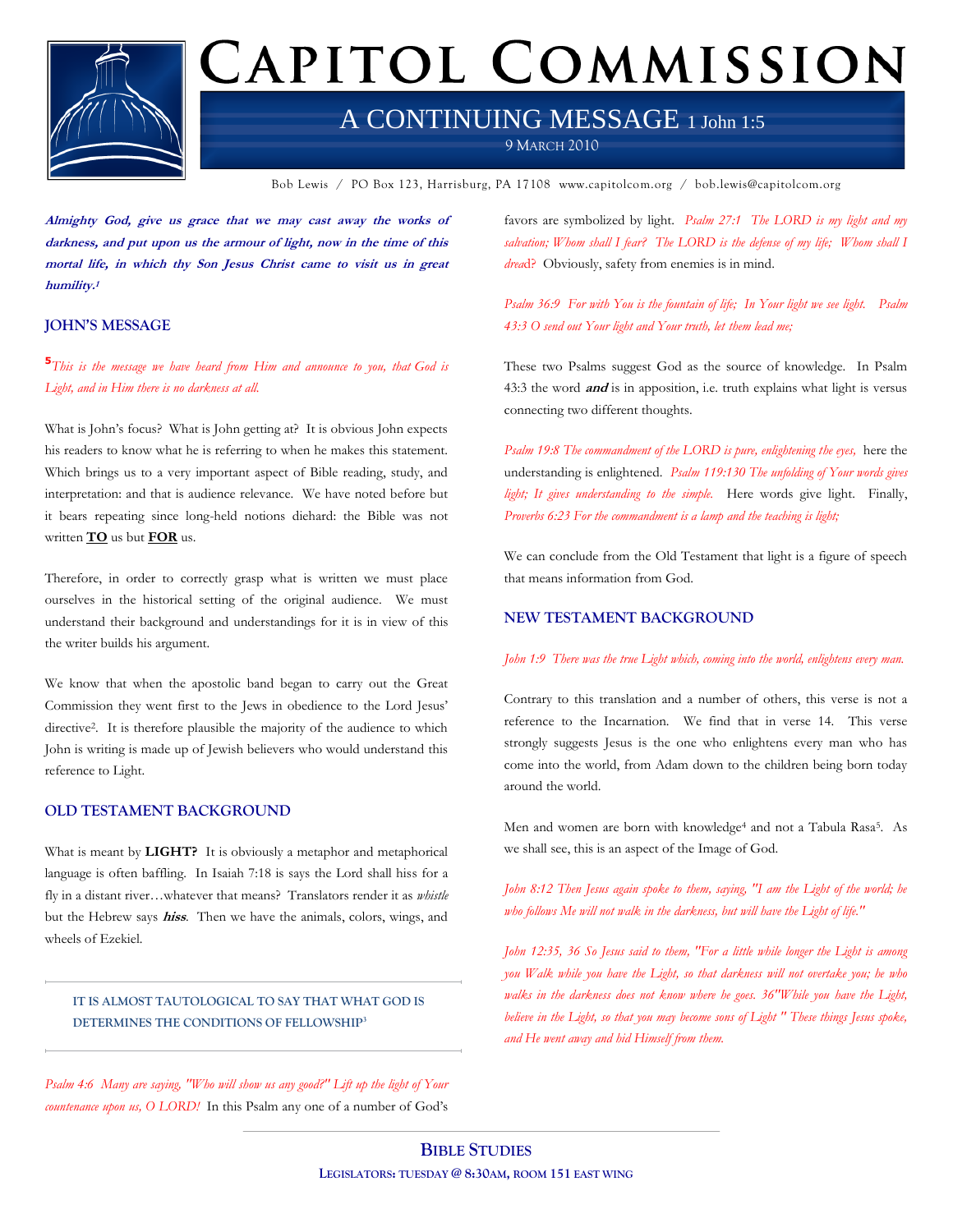# CAPITOL COMMISSION

## A CONTINUING MESSAGE 1 John 1:5

9 MARCH 2010

Bob Lewis / PO Box 123, Harrisburg, PA 17108 www.capitolcom.org / bob.lewis@capitolcom.org

***Almighty God, give us grace that we may cast away the works of darkness, and put upon us the armour of light, now in the time of this mortal life, in which thy Son Jesus Christ came to visit us in great humility.*[1]**

### JOHN'S MESSAGE

**5** *This is the message we have heard from Him and announce to you, that God is Light, and in Him there is no darkness at all.*

What is John's focus? What is John getting at? It is obvious John expects his readers to know what he is referring to when he makes this statement. Which brings us to a very important aspect of Bible reading, study, and interpretation: and that is audience relevance. We have noted before but it bears repeating since long-held notions diehard: the Bible was not written **TO** us but **FOR** us.

Therefore, in order to correctly grasp what is written we must place ourselves in the historical setting of the original audience. We must understand their background and understandings for it is in view of this the writer builds his argument.

We know that when the apostolic band began to carry out the Great Commission they went first to the Jews in obedience to the Lord Jesus' directive[2]. It is therefore plausible the majority of the audience to which John is writing is made up of Jewish believers who would understand this reference to Light.

### OLD TESTAMENT BACKGROUND

What is meant by **LIGHT?** It is obviously a metaphor and metaphorical language is often baffling. In Isaiah 7:18 is says the Lord shall hiss for a fly in a distant river…whatever that means? Translators render it as *whistle* but the Hebrew says ***hiss***. Then we have the animals, colors, wings, and wheels of Ezekiel.

> IT IS ALMOST TAUTOLOGICAL TO SAY THAT WHAT GOD IS DETERMINES THE CONDITIONS OF FELLOWSHIP[3]

*Psalm 4:6 Many are saying, "Who will show us any good?" Lift up the light of Your countenance upon us, O LORD!* In this Psalm any one of a number of God's favors are symbolized by light. *Psalm 27:1 The LORD is my light and my salvation; Whom shall I fear? The LORD is the defense of my life; Whom shall I dread*? Obviously, safety from enemies is in mind.

*Psalm 36:9 For with You is the fountain of life; In Your light we see light. Psalm 43:3 O send out Your light and Your truth, let them lead me;*

These two Psalms suggest God as the source of knowledge. In Psalm 43:3 the word ***and*** is in apposition, i.e. truth explains what light is versus connecting two different thoughts.

*Psalm 19:8 The commandment of the LORD is pure, enlightening the eyes,* here the understanding is enlightened. *Psalm 119:130 The unfolding of Your words gives light; It gives understanding to the simple.* Here words give light. Finally, *Proverbs 6:23 For the commandment is a lamp and the teaching is light;*

We can conclude from the Old Testament that light is a figure of speech that means information from God.

### NEW TESTAMENT BACKGROUND

*John 1:9 There was the true Light which, coming into the world, enlightens every man.*

Contrary to this translation and a number of others, this verse is not a reference to the Incarnation. We find that in verse 14. This verse strongly suggests Jesus is the one who enlightens every man who has come into the world, from Adam down to the children being born today around the world.

Men and women are born with knowledge[4] and not a Tabula Rasa[5]. As we shall see, this is an aspect of the Image of God.

*John 8:12 Then Jesus again spoke to them, saying, "I am the Light of the world; he who follows Me will not walk in the darkness, but will have the Light of life."*

*John 12:35, 36 So Jesus said to them, "For a little while longer the Light is among you Walk while you have the Light, so that darkness will not overtake you; he who walks in the darkness does not know where he goes. 36"While you have the Light, believe in the Light, so that you may become sons of Light " These things Jesus spoke, and He went away and hid Himself from them.*

**BIBLE STUDIES**

**LEGISLATORS: TUESDAY @ 8:30AM, ROOM 151 EAST WING**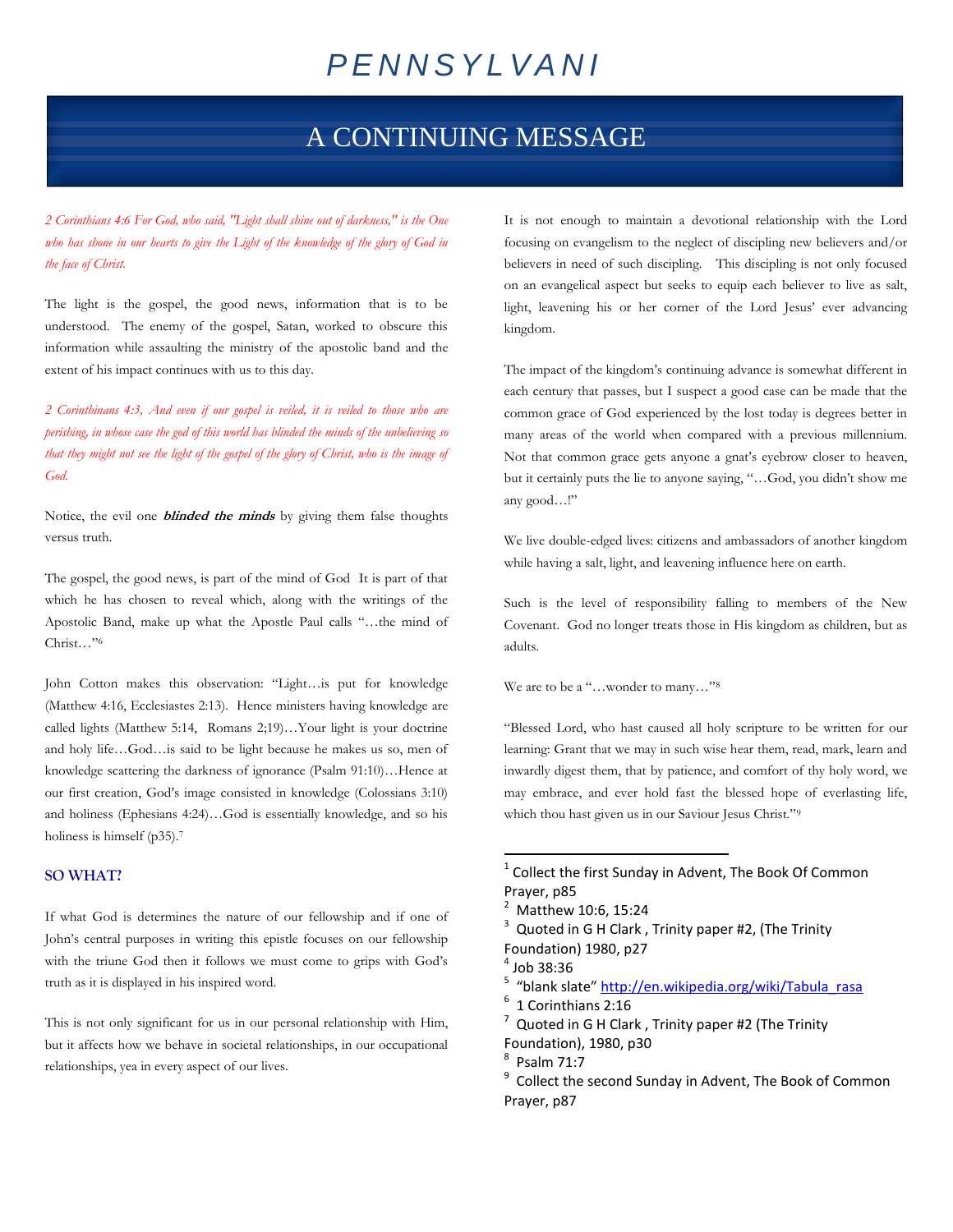# PENNSYLVANI

## A CONTINUING MESSAGE

*2 Corinthians 4:6 For God, who said, "Light shall shine out of darkness," is the One who has shone in our hearts to give the Light of the knowledge of the glory of God in the face of Christ.*

The light is the gospel, the good news, information that is to be understood. The enemy of the gospel, Satan, worked to obscure this information while assaulting the ministry of the apostolic band and the extent of his impact continues with us to this day.

*2 Corinthinans 4:3, And even if our gospel is veiled, it is veiled to those who are perishing, in whose case the god of this world has blinded the minds of the unbelieving so that they might not see the light of the gospel of the glory of Christ, who is the image of God.*

Notice, the evil one ***blinded the minds*** by giving them false thoughts versus truth.

The gospel, the good news, is part of the mind of God It is part of that which he has chosen to reveal which, along with the writings of the Apostolic Band, make up what the Apostle Paul calls "…the mind of Christ…"[6]

John Cotton makes this observation: "Light…is put for knowledge (Matthew 4:16, Ecclesiastes 2:13). Hence ministers having knowledge are called lights (Matthew 5:14, Romans 2;19)…Your light is your doctrine and holy life…God…is said to be light because he makes us so, men of knowledge scattering the darkness of ignorance (Psalm 91:10)…Hence at our first creation, God's image consisted in knowledge (Colossians 3:10) and holiness (Ephesians 4:24)…God is essentially knowledge, and so his holiness is himself (p35).[7]

### SO WHAT?

If what God is determines the nature of our fellowship and if one of John's central purposes in writing this epistle focuses on our fellowship with the triune God then it follows we must come to grips with God's truth as it is displayed in his inspired word.

This is not only significant for us in our personal relationship with Him, but it affects how we behave in societal relationships, in our occupational relationships, yea in every aspect of our lives.

It is not enough to maintain a devotional relationship with the Lord focusing on evangelism to the neglect of discipling new believers and/or believers in need of such discipling. This discipling is not only focused on an evangelical aspect but seeks to equip each believer to live as salt, light, leavening his or her corner of the Lord Jesus' ever advancing kingdom.

The impact of the kingdom's continuing advance is somewhat different in each century that passes, but I suspect a good case can be made that the common grace of God experienced by the lost today is degrees better in many areas of the world when compared with a previous millennium. Not that common grace gets anyone a gnat's eyebrow closer to heaven, but it certainly puts the lie to anyone saying, "…God, you didn't show me any good…!"

We live double-edged lives: citizens and ambassadors of another kingdom while having a salt, light, and leavening influence here on earth.

Such is the level of responsibility falling to members of the New Covenant. God no longer treats those in His kingdom as children, but as adults.

We are to be a "…wonder to many…"[8]

"Blessed Lord, who hast caused all holy scripture to be written for our learning: Grant that we may in such wise hear them, read, mark, learn and inwardly digest them, that by patience, and comfort of thy holy word, we may embrace, and ever hold fast the blessed hope of everlasting life, which thou hast given us in our Saviour Jesus Christ."[9]

---

[1] Collect the first Sunday in Advent, The Book Of Common Prayer, p85

[2] Matthew 10:6, 15:24

[3] Quoted in G H Clark , Trinity paper #2, (The Trinity Foundation) 1980, p27

[4] Job 38:36

[5] "blank slate" http://en.wikipedia.org/wiki/Tabula_rasa

[6] 1 Corinthians 2:16

[7] Quoted in G H Clark , Trinity paper #2 (The Trinity Foundation), 1980, p30

[8] Psalm 71:7

[9] Collect the second Sunday in Advent, The Book of Common Prayer, p87